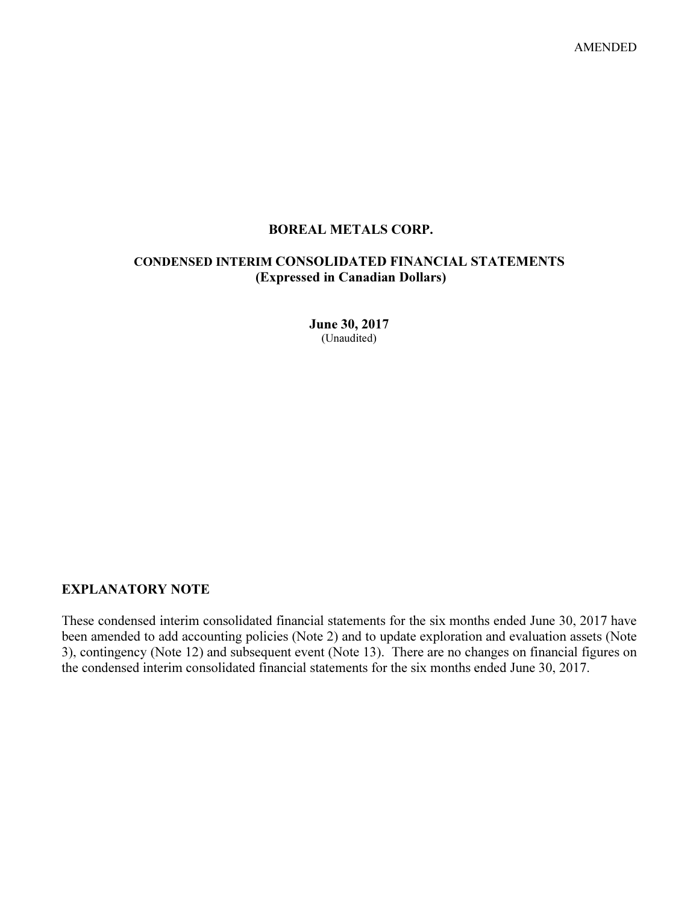AMENDED

# BOREAL METALS CORP.

## CONDENSED INTERIM CONSOLIDATED FINANCIAL STATEMENTS
**(Expressed in Canadian Dollars)**

**June 30, 2017**
(Unaudited)

## EXPLANATORY NOTE

These condensed interim consolidated financial statements for the six months ended June 30, 2017 have been amended to add accounting policies (Note 2) and to update exploration and evaluation assets (Note 3), contingency (Note 12) and subsequent event (Note 13). There are no changes on financial figures on the condensed interim consolidated financial statements for the six months ended June 30, 2017.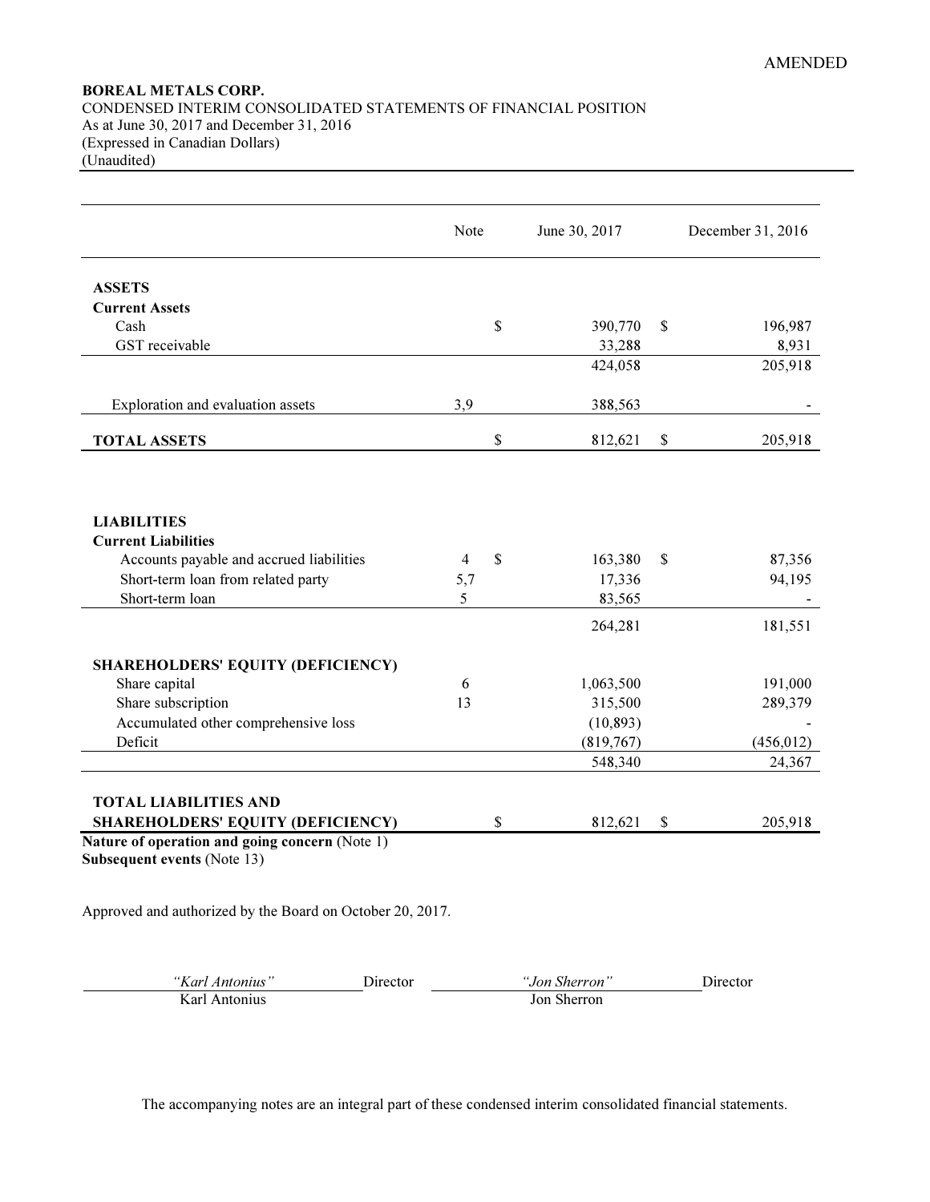AMENDED

**BOREAL METALS CORP.**
CONDENSED INTERIM CONSOLIDATED STATEMENTS OF FINANCIAL POSITION
As at June 30, 2017 and December 31, 2016
(Expressed in Canadian Dollars)
(Unaudited)

| | Note | June 30, 2017 | December 31, 2016 |
|---|---|---|---|
| **ASSETS** | | | |
| **Current Assets** | | | |
| Cash | | $ 390,770 | $ 196,987 |
| GST receivable | | 33,288 | 8,931 |
| | | 424,058 | 205,918 |
| Exploration and evaluation assets | 3,9 | 388,563 | - |
| **TOTAL ASSETS** | | $ 812,621 | $ 205,918 |
| **LIABILITIES** | | | |
| **Current Liabilities** | | | |
| Accounts payable and accrued liabilities | 4 | $ 163,380 | $ 87,356 |
| Short-term loan from related party | 5,7 | 17,336 | 94,195 |
| Short-term loan | 5 | 83,565 | - |
| | | 264,281 | 181,551 |
| **SHAREHOLDERS' EQUITY (DEFICIENCY)** | | | |
| Share capital | 6 | 1,063,500 | 191,000 |
| Share subscription | 13 | 315,500 | 289,379 |
| Accumulated other comprehensive loss | | (10,893) | - |
| Deficit | | (819,767) | (456,012) |
| | | 548,340 | 24,367 |
| **TOTAL LIABILITIES AND SHAREHOLDERS' EQUITY (DEFICIENCY)** | | $ 812,621 | $ 205,918 |

**Nature of operation and going concern** (Note 1)
**Subsequent events** (Note 13)

Approved and authorized by the Board on October 20, 2017.

| *"Karl Antonius"* | Director | *"Jon Sherron"* | Director |
|---|---|---|---|
| Karl Antonius | | Jon Sherron | |

The accompanying notes are an integral part of these condensed interim consolidated financial statements.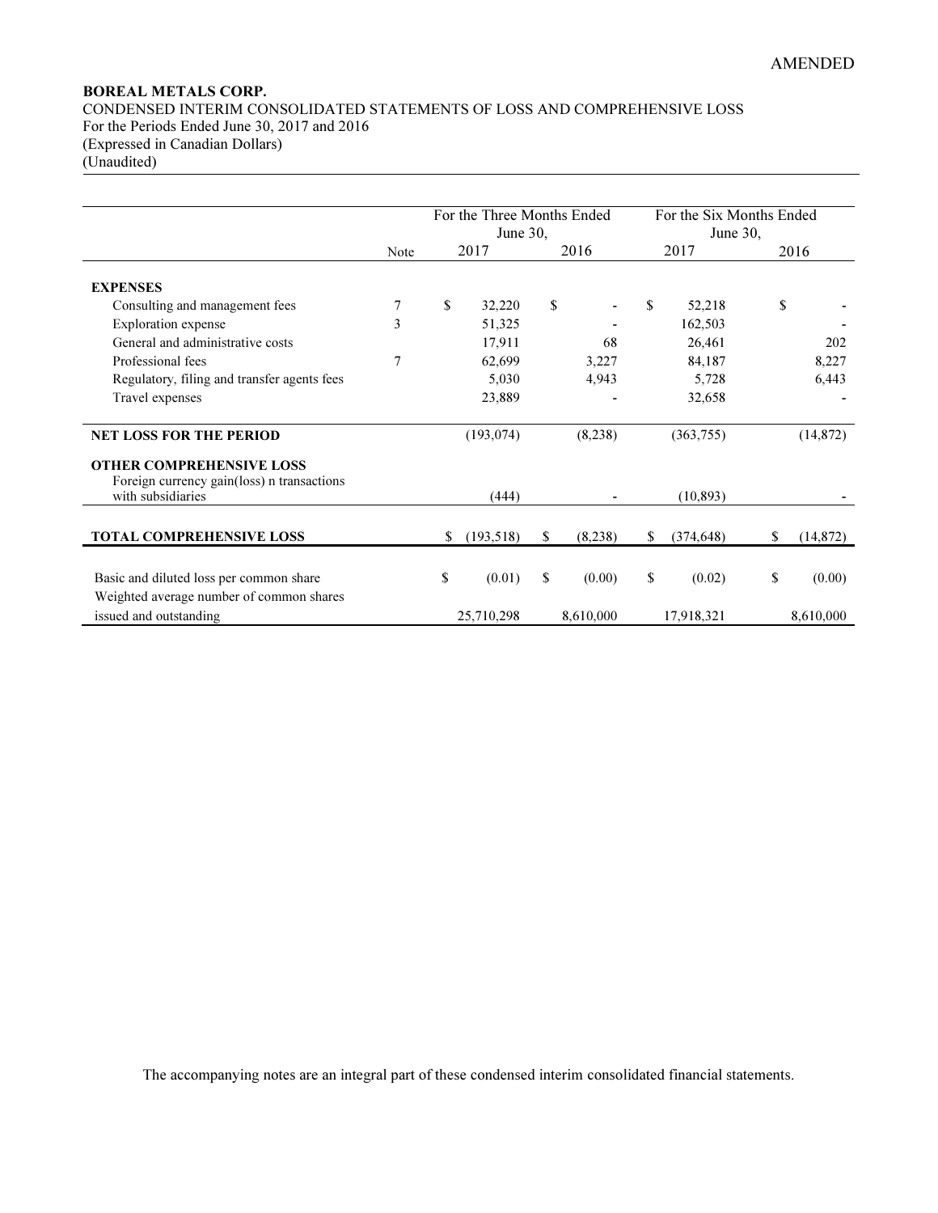AMENDED

**BOREAL METALS CORP.**
CONDENSED INTERIM CONSOLIDATED STATEMENTS OF LOSS AND COMPREHENSIVE LOSS
For the Periods Ended June 30, 2017 and 2016
(Expressed in Canadian Dollars)
(Unaudited)

| | Note | For the Three Months Ended June 30, 2017 | For the Three Months Ended June 30, 2016 | For the Six Months Ended June 30, 2017 | For the Six Months Ended June 30, 2016 |
|---|---|---|---|---|---|
| **EXPENSES** | | | | | |
| Consulting and management fees | 7 | $ 32,220 | $ - | $ 52,218 | $ - |
| Exploration expense | 3 | 51,325 | - | 162,503 | - |
| General and administrative costs | | 17,911 | 68 | 26,461 | 202 |
| Professional fees | 7 | 62,699 | 3,227 | 84,187 | 8,227 |
| Regulatory, filing and transfer agents fees | | 5,030 | 4,943 | 5,728 | 6,443 |
| Travel expenses | | 23,889 | - | 32,658 | - |
| **NET LOSS FOR THE PERIOD** | | (193,074) | (8,238) | (363,755) | (14,872) |
| **OTHER COMPREHENSIVE LOSS** | | | | | |
| Foreign currency gain(loss) n transactions with subsidiaries | | (444) | - | (10,893) | - |
| **TOTAL COMPREHENSIVE LOSS** | | $ (193,518) | $ (8,238) | $ (374,648) | $ (14,872) |
| Basic and diluted loss per common share | | $ (0.01) | $ (0.00) | $ (0.02) | $ (0.00) |
| Weighted average number of common shares issued and outstanding | | 25,710,298 | 8,610,000 | 17,918,321 | 8,610,000 |

The accompanying notes are an integral part of these condensed interim consolidated financial statements.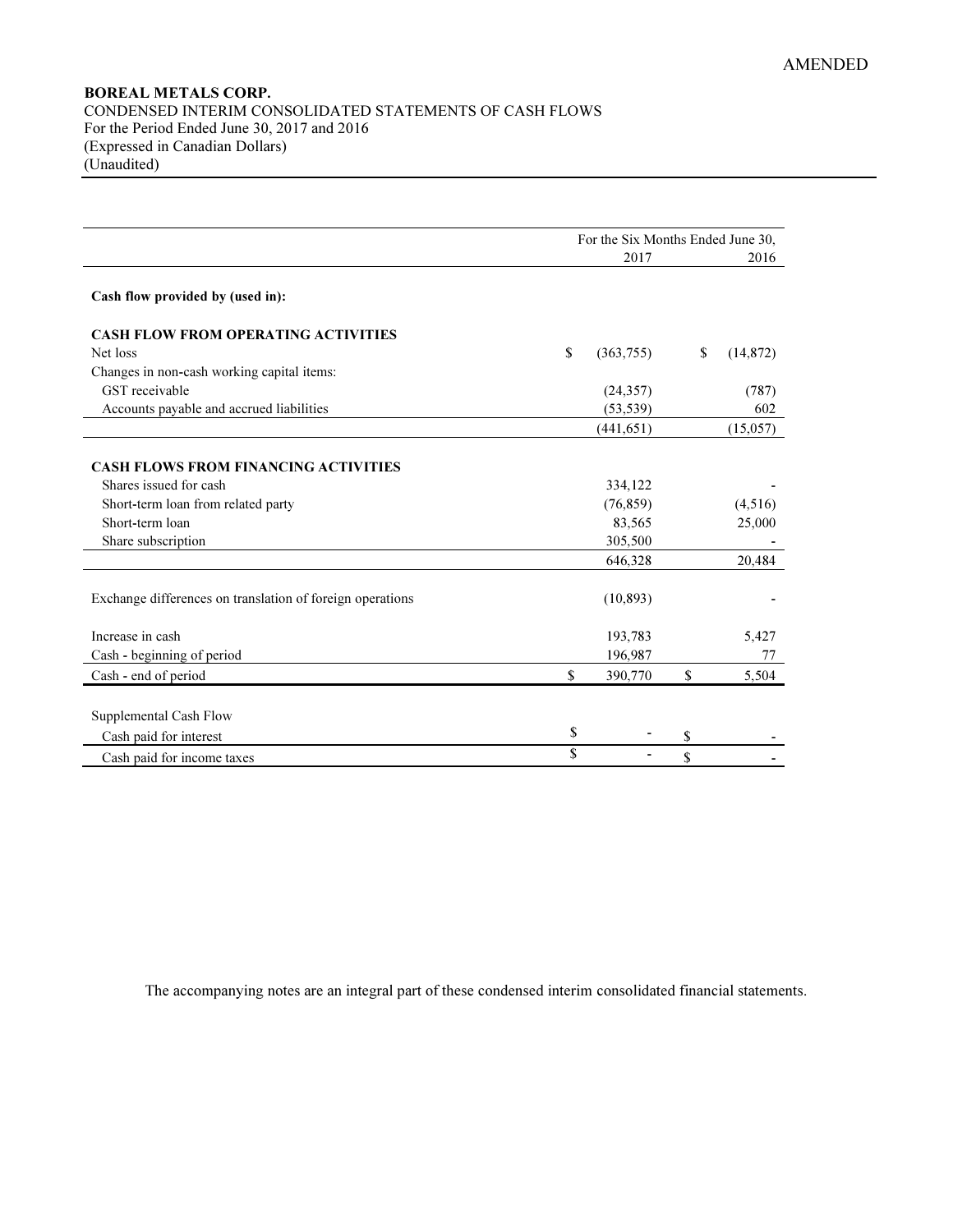AMENDED

**BOREAL METALS CORP.**
CONDENSED INTERIM CONSOLIDATED STATEMENTS OF CASH FLOWS
For the Period Ended June 30, 2017 and 2016
(Expressed in Canadian Dollars)
(Unaudited)

| | For the Six Months Ended June 30, 2017 | 2016 |
|---|---|---|
| **Cash flow provided by (used in):** | | |
| **CASH FLOW FROM OPERATING ACTIVITIES** | | |
| Net loss | $ (363,755) | $ (14,872) |
| Changes in non-cash working capital items: | | |
| GST receivable | (24,357) | (787) |
| Accounts payable and accrued liabilities | (53,539) | 602 |
| | (441,651) | (15,057) |
| **CASH FLOWS FROM FINANCING ACTIVITIES** | | |
| Shares issued for cash | 334,122 | - |
| Short-term loan from related party | (76,859) | (4,516) |
| Short-term loan | 83,565 | 25,000 |
| Share subscription | 305,500 | - |
| | 646,328 | 20,484 |
| Exchange differences on translation of foreign operations | (10,893) | - |
| Increase in cash | 193,783 | 5,427 |
| Cash - beginning of period | 196,987 | 77 |
| Cash - end of period | $ 390,770 | $ 5,504 |
| Supplemental Cash Flow | | |
| Cash paid for interest | $ - | $ - |
| Cash paid for income taxes | $ - | $ - |

The accompanying notes are an integral part of these condensed interim consolidated financial statements.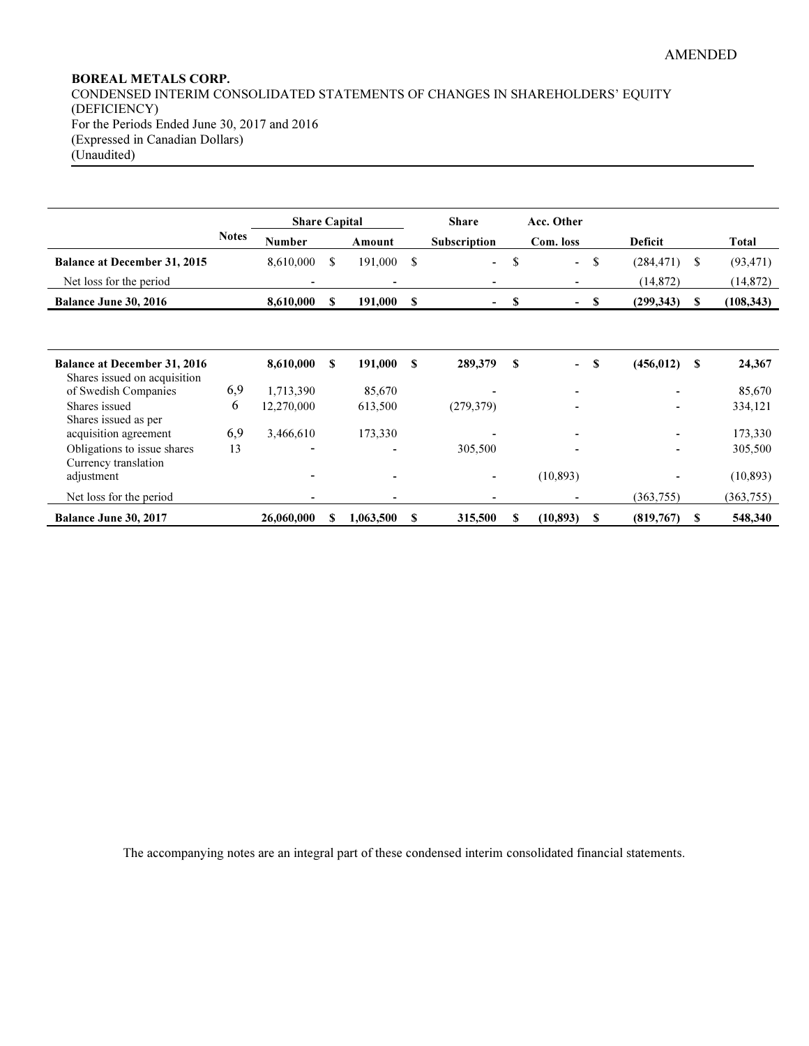AMENDED

**BOREAL METALS CORP.**
CONDENSED INTERIM CONSOLIDATED STATEMENTS OF CHANGES IN SHAREHOLDERS' EQUITY (DEFICIENCY)
For the Periods Ended June 30, 2017 and 2016
(Expressed in Canadian Dollars)
(Unaudited)

| | Notes | Share Capital | | Share | Acc. Other | | |
|---|---|---|---|---|---|---|---|
| | | Number | Amount | Subscription | Com. loss | Deficit | Total |
| **Balance at December 31, 2015** | | 8,610,000 | $ 191,000 | $ - | $ - | $ (284,471) | $ (93,471) |
| Net loss for the period | | - | - | - | - | (14,872) | (14,872) |
| **Balance June 30, 2016** | | **8,610,000** | **$ 191,000** | **$ -** | **$ -** | **$ (299,343)** | **$ (108,343)** |
| | | | | | | | |
| **Balance at December 31, 2016** | | **8,610,000** | **$ 191,000** | **$ 289,379** | **$ -** | **$ (456,012)** | **$ 24,367** |
| Shares issued on acquisition of Swedish Companies | 6,9 | 1,713,390 | 85,670 | - | - | - | 85,670 |
| Shares issued | 6 | 12,270,000 | 613,500 | (279,379) | - | - | 334,121 |
| Shares issued as per acquisition agreement | 6,9 | 3,466,610 | 173,330 | - | - | - | 173,330 |
| Obligations to issue shares | 13 | - | - | 305,500 | - | - | 305,500 |
| Currency translation adjustment | | - | - | - | (10,893) | - | (10,893) |
| Net loss for the period | | - | - | - | - | (363,755) | (363,755) |
| **Balance June 30, 2017** | | **26,060,000** | **$ 1,063,500** | **$ 315,500** | **$ (10,893)** | **$ (819,767)** | **$ 548,340** |

The accompanying notes are an integral part of these condensed interim consolidated financial statements.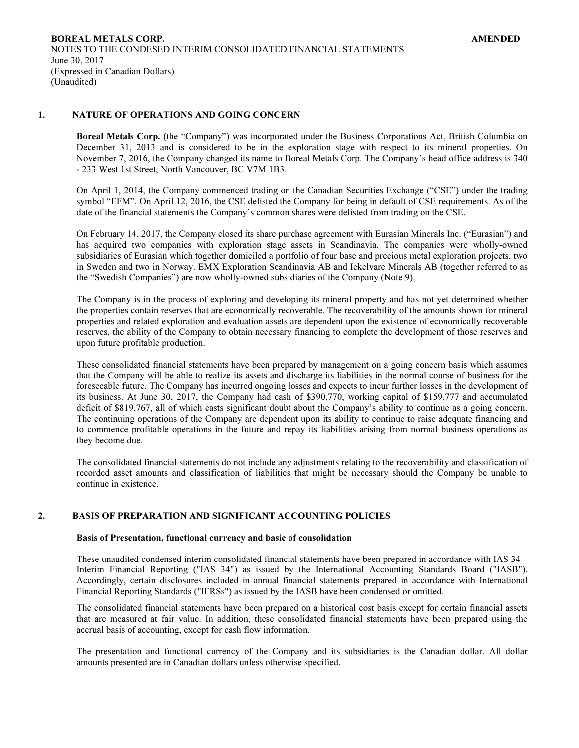## 1. NATURE OF OPERATIONS AND GOING CONCERN

**Boreal Metals Corp.** (the "Company") was incorporated under the Business Corporations Act, British Columbia on December 31, 2013 and is considered to be in the exploration stage with respect to its mineral properties. On November 7, 2016, the Company changed its name to Boreal Metals Corp. The Company's head office address is 340 - 233 West 1st Street, North Vancouver, BC V7M 1B3.

On April 1, 2014, the Company commenced trading on the Canadian Securities Exchange ("CSE") under the trading symbol "EFM". On April 12, 2016, the CSE delisted the Company for being in default of CSE requirements. As of the date of the financial statements the Company's common shares were delisted from trading on the CSE.

On February 14, 2017, the Company closed its share purchase agreement with Eurasian Minerals Inc. ("Eurasian") and has acquired two companies with exploration stage assets in Scandinavia. The companies were wholly-owned subsidiaries of Eurasian which together domiciled a portfolio of four base and precious metal exploration projects, two in Sweden and two in Norway. EMX Exploration Scandinavia AB and Iekelvare Minerals AB (together referred to as the "Swedish Companies") are now wholly-owned subsidiaries of the Company (Note 9).

The Company is in the process of exploring and developing its mineral property and has not yet determined whether the properties contain reserves that are economically recoverable. The recoverability of the amounts shown for mineral properties and related exploration and evaluation assets are dependent upon the existence of economically recoverable reserves, the ability of the Company to obtain necessary financing to complete the development of those reserves and upon future profitable production.

These consolidated financial statements have been prepared by management on a going concern basis which assumes that the Company will be able to realize its assets and discharge its liabilities in the normal course of business for the foreseeable future. The Company has incurred ongoing losses and expects to incur further losses in the development of its business. At June 30, 2017, the Company had cash of $390,770, working capital of $159,777 and accumulated deficit of $819,767, all of which casts significant doubt about the Company's ability to continue as a going concern. The continuing operations of the Company are dependent upon its ability to continue to raise adequate financing and to commence profitable operations in the future and repay its liabilities arising from normal business operations as they become due.

The consolidated financial statements do not include any adjustments relating to the recoverability and classification of recorded asset amounts and classification of liabilities that might be necessary should the Company be unable to continue in existence.

## 2. BASIS OF PREPARATION AND SIGNIFICANT ACCOUNTING POLICIES

### Basis of Presentation, functional currency and basic of consolidation

These unaudited condensed interim consolidated financial statements have been prepared in accordance with IAS 34 – Interim Financial Reporting ("IAS 34") as issued by the International Accounting Standards Board ("IASB"). Accordingly, certain disclosures included in annual financial statements prepared in accordance with International Financial Reporting Standards ("IFRSs") as issued by the IASB have been condensed or omitted.

The consolidated financial statements have been prepared on a historical cost basis except for certain financial assets that are measured at fair value. In addition, these consolidated financial statements have been prepared using the accrual basis of accounting, except for cash flow information.

The presentation and functional currency of the Company and its subsidiaries is the Canadian dollar. All dollar amounts presented are in Canadian dollars unless otherwise specified.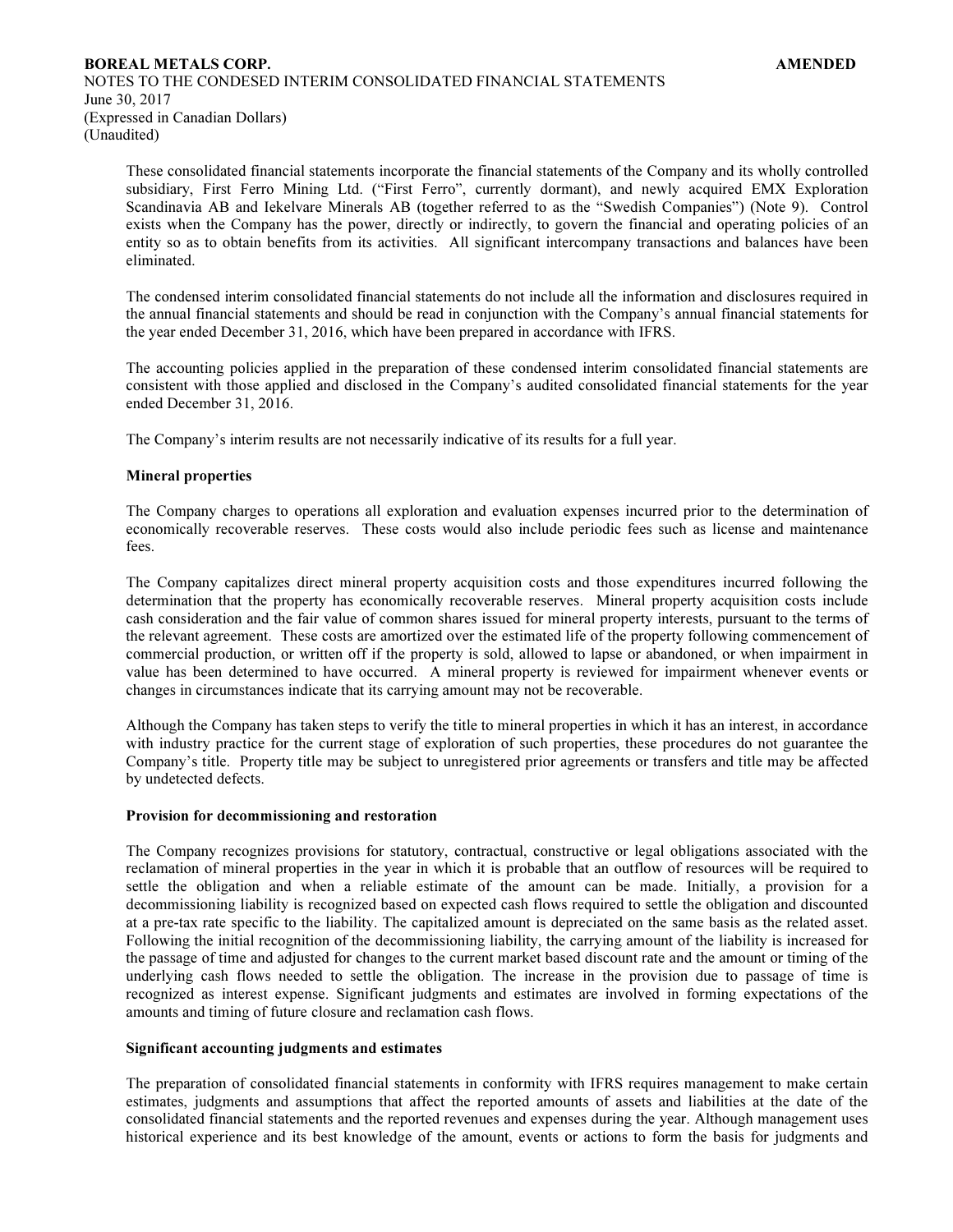These consolidated financial statements incorporate the financial statements of the Company and its wholly controlled subsidiary, First Ferro Mining Ltd. ("First Ferro", currently dormant), and newly acquired EMX Exploration Scandinavia AB and Iekelvare Minerals AB (together referred to as the "Swedish Companies") (Note 9). Control exists when the Company has the power, directly or indirectly, to govern the financial and operating policies of an entity so as to obtain benefits from its activities. All significant intercompany transactions and balances have been eliminated.

The condensed interim consolidated financial statements do not include all the information and disclosures required in the annual financial statements and should be read in conjunction with the Company's annual financial statements for the year ended December 31, 2016, which have been prepared in accordance with IFRS.

The accounting policies applied in the preparation of these condensed interim consolidated financial statements are consistent with those applied and disclosed in the Company's audited consolidated financial statements for the year ended December 31, 2016.

The Company's interim results are not necessarily indicative of its results for a full year.

**Mineral properties**

The Company charges to operations all exploration and evaluation expenses incurred prior to the determination of economically recoverable reserves. These costs would also include periodic fees such as license and maintenance fees.

The Company capitalizes direct mineral property acquisition costs and those expenditures incurred following the determination that the property has economically recoverable reserves. Mineral property acquisition costs include cash consideration and the fair value of common shares issued for mineral property interests, pursuant to the terms of the relevant agreement. These costs are amortized over the estimated life of the property following commencement of commercial production, or written off if the property is sold, allowed to lapse or abandoned, or when impairment in value has been determined to have occurred. A mineral property is reviewed for impairment whenever events or changes in circumstances indicate that its carrying amount may not be recoverable.

Although the Company has taken steps to verify the title to mineral properties in which it has an interest, in accordance with industry practice for the current stage of exploration of such properties, these procedures do not guarantee the Company's title. Property title may be subject to unregistered prior agreements or transfers and title may be affected by undetected defects.

**Provision for decommissioning and restoration**

The Company recognizes provisions for statutory, contractual, constructive or legal obligations associated with the reclamation of mineral properties in the year in which it is probable that an outflow of resources will be required to settle the obligation and when a reliable estimate of the amount can be made. Initially, a provision for a decommissioning liability is recognized based on expected cash flows required to settle the obligation and discounted at a pre-tax rate specific to the liability. The capitalized amount is depreciated on the same basis as the related asset. Following the initial recognition of the decommissioning liability, the carrying amount of the liability is increased for the passage of time and adjusted for changes to the current market based discount rate and the amount or timing of the underlying cash flows needed to settle the obligation. The increase in the provision due to passage of time is recognized as interest expense. Significant judgments and estimates are involved in forming expectations of the amounts and timing of future closure and reclamation cash flows.

**Significant accounting judgments and estimates**

The preparation of consolidated financial statements in conformity with IFRS requires management to make certain estimates, judgments and assumptions that affect the reported amounts of assets and liabilities at the date of the consolidated financial statements and the reported revenues and expenses during the year. Although management uses historical experience and its best knowledge of the amount, events or actions to form the basis for judgments and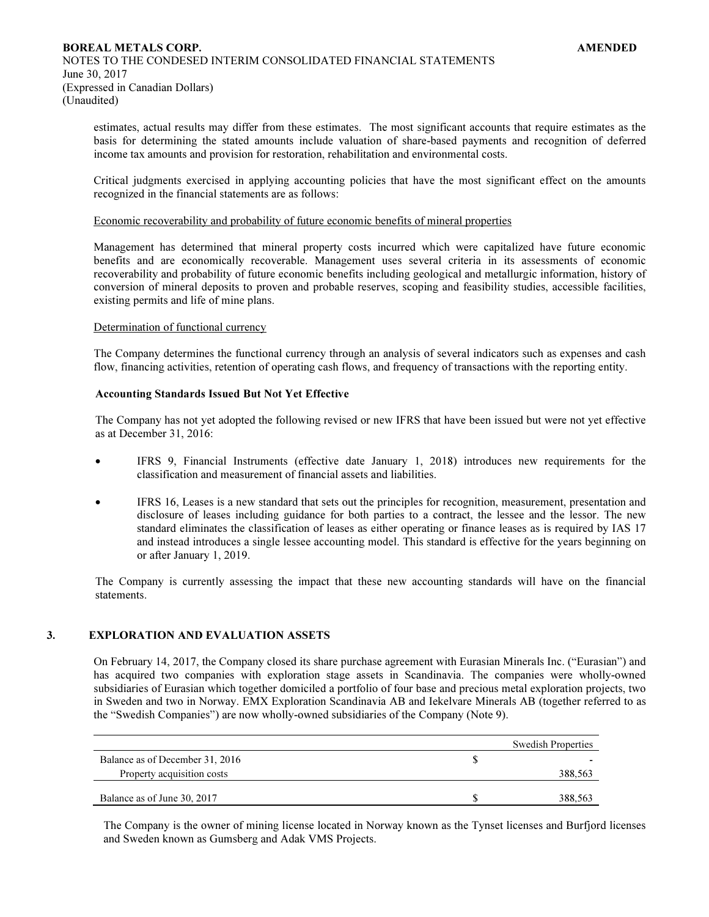estimates, actual results may differ from these estimates. The most significant accounts that require estimates as the basis for determining the stated amounts include valuation of share-based payments and recognition of deferred income tax amounts and provision for restoration, rehabilitation and environmental costs.

Critical judgments exercised in applying accounting policies that have the most significant effect on the amounts recognized in the financial statements are as follows:

Economic recoverability and probability of future economic benefits of mineral properties

Management has determined that mineral property costs incurred which were capitalized have future economic benefits and are economically recoverable. Management uses several criteria in its assessments of economic recoverability and probability of future economic benefits including geological and metallurgic information, history of conversion of mineral deposits to proven and probable reserves, scoping and feasibility studies, accessible facilities, existing permits and life of mine plans.

Determination of functional currency

The Company determines the functional currency through an analysis of several indicators such as expenses and cash flow, financing activities, retention of operating cash flows, and frequency of transactions with the reporting entity.

**Accounting Standards Issued But Not Yet Effective**

The Company has not yet adopted the following revised or new IFRS that have been issued but were not yet effective as at December 31, 2016:

- IFRS 9, Financial Instruments (effective date January 1, 2018) introduces new requirements for the classification and measurement of financial assets and liabilities.
- IFRS 16, Leases is a new standard that sets out the principles for recognition, measurement, presentation and disclosure of leases including guidance for both parties to a contract, the lessee and the lessor. The new standard eliminates the classification of leases as either operating or finance leases as is required by IAS 17 and instead introduces a single lessee accounting model. This standard is effective for the years beginning on or after January 1, 2019.

The Company is currently assessing the impact that these new accounting standards will have on the financial statements.

## 3. EXPLORATION AND EVALUATION ASSETS

On February 14, 2017, the Company closed its share purchase agreement with Eurasian Minerals Inc. ("Eurasian") and has acquired two companies with exploration stage assets in Scandinavia. The companies were wholly-owned subsidiaries of Eurasian which together domiciled a portfolio of four base and precious metal exploration projects, two in Sweden and two in Norway. EMX Exploration Scandinavia AB and Iekelvare Minerals AB (together referred to as the "Swedish Companies") are now wholly-owned subsidiaries of the Company (Note 9).

| | | Swedish Properties |
|---|---|---|
| Balance as of December 31, 2016 | $ | - |
| Property acquisition costs | | 388,563 |
| Balance as of June 30, 2017 | $ | 388,563 |

The Company is the owner of mining license located in Norway known as the Tynset licenses and Burfjord licenses and Sweden known as Gumsberg and Adak VMS Projects.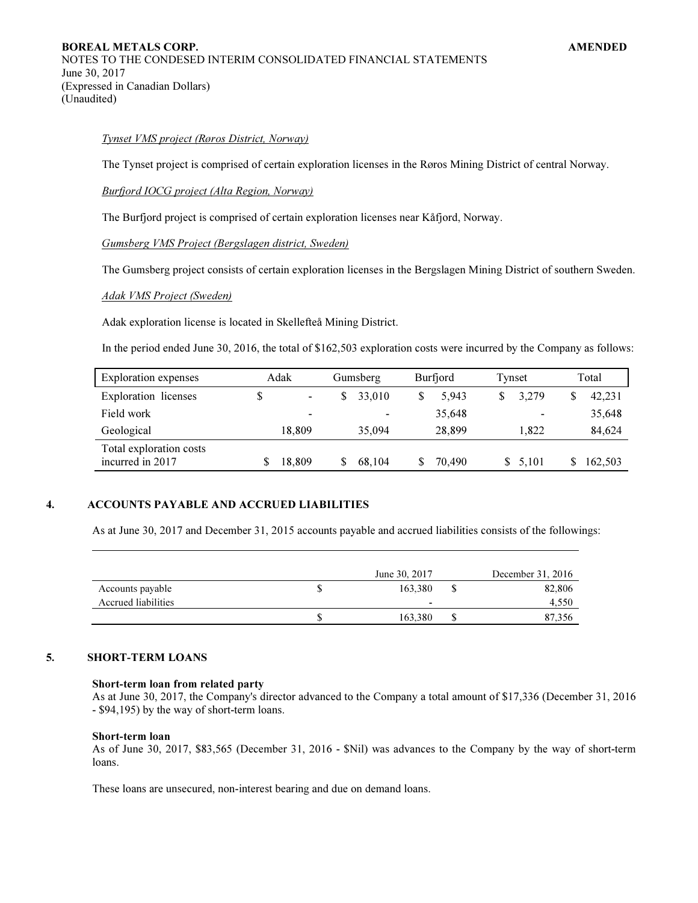*Tynset VMS project (Røros District, Norway)*

The Tynset project is comprised of certain exploration licenses in the Røros Mining District of central Norway.

*Burfjord IOCG project (Alta Region, Norway)*

The Burfjord project is comprised of certain exploration licenses near Kåfjord, Norway.

*Gumsberg VMS Project (Bergslagen district, Sweden)*

The Gumsberg project consists of certain exploration licenses in the Bergslagen Mining District of southern Sweden.

*Adak VMS Project (Sweden)*

Adak exploration license is located in Skellefteå Mining District.

In the period ended June 30, 2016, the total of $162,503 exploration costs were incurred by the Company as follows:

| Exploration expenses | Adak | Gumsberg | Burfjord | Tynset | Total |
|---|---|---|---|---|---|
| Exploration licenses | $ - | $ 33,010 | $ 5,943 | $ 3,279 | $ 42,231 |
| Field work | - | - | 35,648 | - | 35,648 |
| Geological | 18,809 | 35,094 | 28,899 | 1,822 | 84,624 |
| Total exploration costs incurred in 2017 | $ 18,809 | $ 68,104 | $ 70,490 | $ 5,101 | $ 162,503 |

## 4. ACCOUNTS PAYABLE AND ACCRUED LIABILITIES

As at June 30, 2017 and December 31, 2015 accounts payable and accrued liabilities consists of the followings:

| | June 30, 2017 | December 31, 2016 |
|---|---|---|
| Accounts payable | $ 163,380 | $ 82,806 |
| Accrued liabilities | - | 4,550 |
| | $ 163,380 | $ 87,356 |

## 5. SHORT-TERM LOANS

**Short-term loan from related party**

As at June 30, 2017, the Company's director advanced to the Company a total amount of $17,336 (December 31, 2016 - $94,195) by the way of short-term loans.

**Short-term loan**

As of June 30, 2017, $83,565 (December 31, 2016 - $Nil) was advances to the Company by the way of short-term loans.

These loans are unsecured, non-interest bearing and due on demand loans.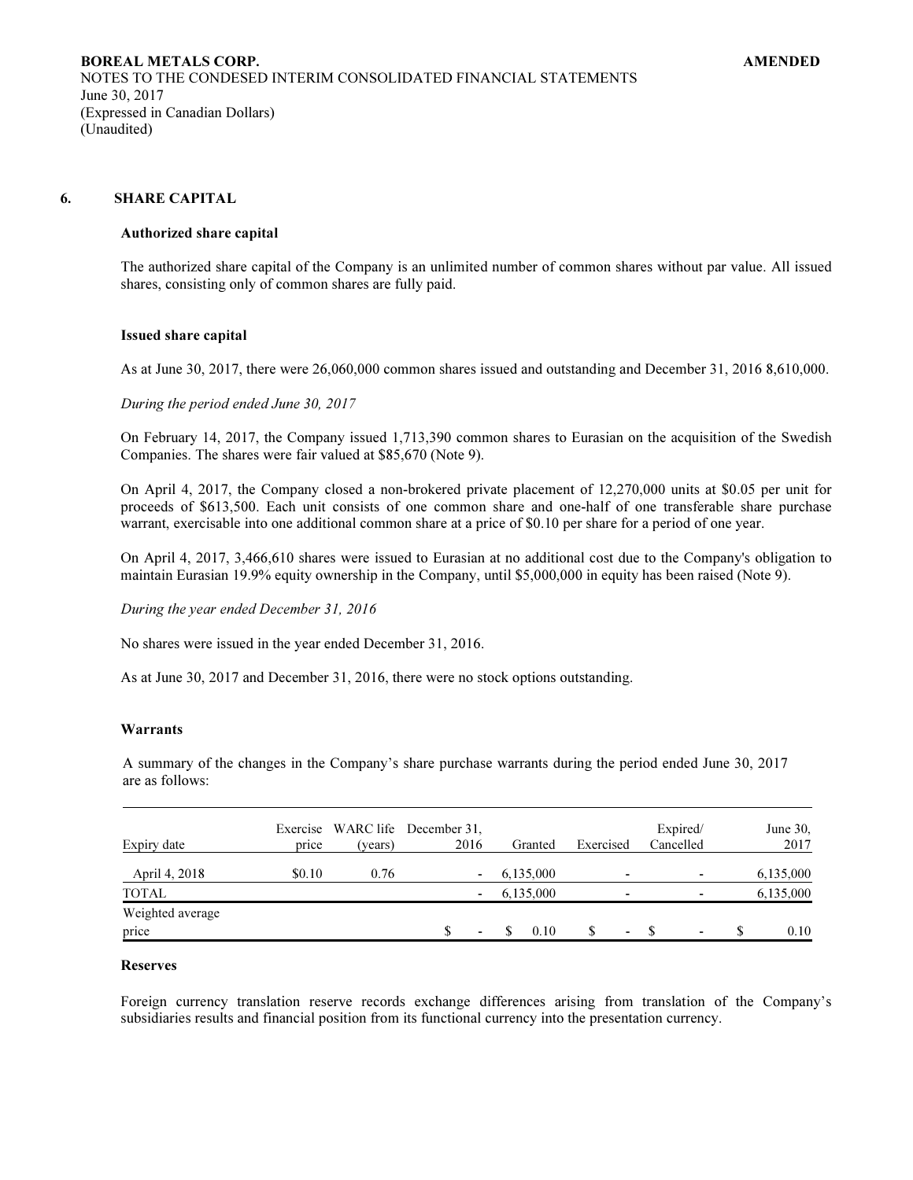## 6. SHARE CAPITAL

**Authorized share capital**

The authorized share capital of the Company is an unlimited number of common shares without par value. All issued shares, consisting only of common shares are fully paid.

**Issued share capital**

As at June 30, 2017, there were 26,060,000 common shares issued and outstanding and December 31, 2016 8,610,000.

*During the period ended June 30, 2017*

On February 14, 2017, the Company issued 1,713,390 common shares to Eurasian on the acquisition of the Swedish Companies. The shares were fair valued at $85,670 (Note 9).

On April 4, 2017, the Company closed a non-brokered private placement of 12,270,000 units at $0.05 per unit for proceeds of $613,500. Each unit consists of one common share and one-half of one transferable share purchase warrant, exercisable into one additional common share at a price of $0.10 per share for a period of one year.

On April 4, 2017, 3,466,610 shares were issued to Eurasian at no additional cost due to the Company's obligation to maintain Eurasian 19.9% equity ownership in the Company, until $5,000,000 in equity has been raised (Note 9).

*During the year ended December 31, 2016*

No shares were issued in the year ended December 31, 2016.

As at June 30, 2017 and December 31, 2016, there were no stock options outstanding.

**Warrants**

A summary of the changes in the Company's share purchase warrants during the period ended June 30, 2017 are as follows:

| Expiry date | Exercise price | WARC life (years) | December 31, 2016 | Granted | Exercised | Expired/ Cancelled | June 30, 2017 |
|---|---|---|---|---|---|---|---|
| April 4, 2018 | $0.10 | 0.76 | - | 6,135,000 | - | - | 6,135,000 |
| TOTAL | | | - | 6,135,000 | - | - | 6,135,000 |
| Weighted average price | | | $ - | $ 0.10 | $ - | $ - | $ 0.10 |

**Reserves**

Foreign currency translation reserve records exchange differences arising from translation of the Company's subsidiaries results and financial position from its functional currency into the presentation currency.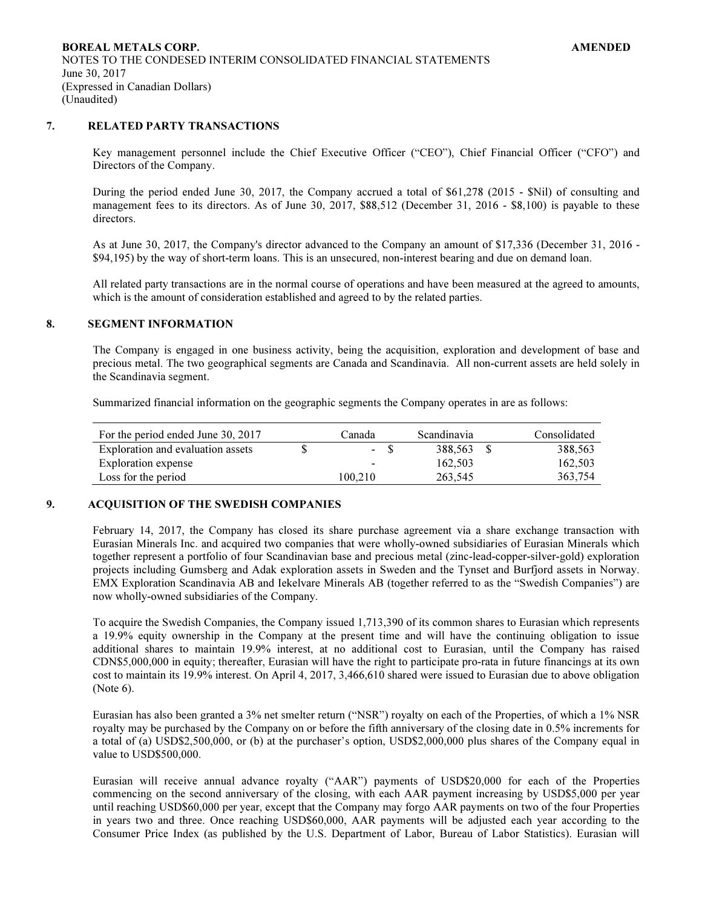## 7. RELATED PARTY TRANSACTIONS

Key management personnel include the Chief Executive Officer ("CEO"), Chief Financial Officer ("CFO") and Directors of the Company.

During the period ended June 30, 2017, the Company accrued a total of $61,278 (2015 - $Nil) of consulting and management fees to its directors. As of June 30, 2017, $88,512 (December 31, 2016 - $8,100) is payable to these directors.

As at June 30, 2017, the Company's director advanced to the Company an amount of $17,336 (December 31, 2016 - $94,195) by the way of short-term loans. This is an unsecured, non-interest bearing and due on demand loan.

All related party transactions are in the normal course of operations and have been measured at the agreed to amounts, which is the amount of consideration established and agreed to by the related parties.

## 8. SEGMENT INFORMATION

The Company is engaged in one business activity, being the acquisition, exploration and development of base and precious metal. The two geographical segments are Canada and Scandinavia. All non-current assets are held solely in the Scandinavia segment.

Summarized financial information on the geographic segments the Company operates in are as follows:

| For the period ended June 30, 2017 | Canada | Scandinavia | Consolidated |
|---|---|---|---|
| Exploration and evaluation assets | $ - | $ 388,563 | $ 388,563 |
| Exploration expense | - | 162,503 | 162,503 |
| Loss for the period | 100,210 | 263,545 | 363,754 |

## 9. ACQUISITION OF THE SWEDISH COMPANIES

February 14, 2017, the Company has closed its share purchase agreement via a share exchange transaction with Eurasian Minerals Inc. and acquired two companies that were wholly-owned subsidiaries of Eurasian Minerals which together represent a portfolio of four Scandinavian base and precious metal (zinc-lead-copper-silver-gold) exploration projects including Gumsberg and Adak exploration assets in Sweden and the Tynset and Burfjord assets in Norway. EMX Exploration Scandinavia AB and Iekelvare Minerals AB (together referred to as the "Swedish Companies") are now wholly-owned subsidiaries of the Company.

To acquire the Swedish Companies, the Company issued 1,713,390 of its common shares to Eurasian which represents a 19.9% equity ownership in the Company at the present time and will have the continuing obligation to issue additional shares to maintain 19.9% interest, at no additional cost to Eurasian, until the Company has raised CDN$5,000,000 in equity; thereafter, Eurasian will have the right to participate pro-rata in future financings at its own cost to maintain its 19.9% interest. On April 4, 2017, 3,466,610 shared were issued to Eurasian due to above obligation (Note 6).

Eurasian has also been granted a 3% net smelter return ("NSR") royalty on each of the Properties, of which a 1% NSR royalty may be purchased by the Company on or before the fifth anniversary of the closing date in 0.5% increments for a total of (a) USD$2,500,000, or (b) at the purchaser's option, USD$2,000,000 plus shares of the Company equal in value to USD$500,000.

Eurasian will receive annual advance royalty ("AAR") payments of USD$20,000 for each of the Properties commencing on the second anniversary of the closing, with each AAR payment increasing by USD$5,000 per year until reaching USD$60,000 per year, except that the Company may forgo AAR payments on two of the four Properties in years two and three. Once reaching USD$60,000, AAR payments will be adjusted each year according to the Consumer Price Index (as published by the U.S. Department of Labor, Bureau of Labor Statistics). Eurasian will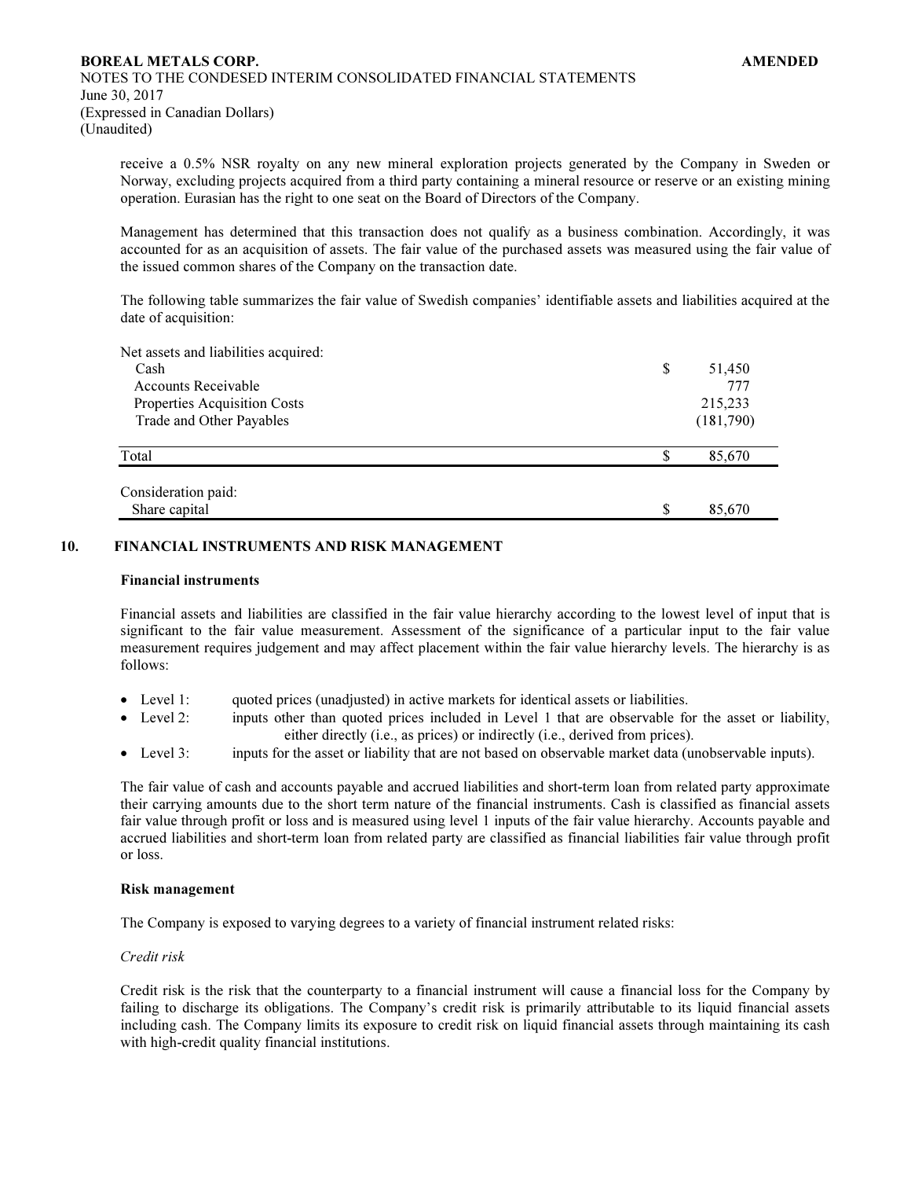receive a 0.5% NSR royalty on any new mineral exploration projects generated by the Company in Sweden or Norway, excluding projects acquired from a third party containing a mineral resource or reserve or an existing mining operation. Eurasian has the right to one seat on the Board of Directors of the Company.

Management has determined that this transaction does not qualify as a business combination. Accordingly, it was accounted for as an acquisition of assets. The fair value of the purchased assets was measured using the fair value of the issued common shares of the Company on the transaction date.

The following table summarizes the fair value of Swedish companies' identifiable assets and liabilities acquired at the date of acquisition:

| | | |
|---|---|---|
| Net assets and liabilities acquired: | | |
| Cash | $ | 51,450 |
| Accounts Receivable | | 777 |
| Properties Acquisition Costs | | 215,233 |
| Trade and Other Payables | | (181,790) |
| Total | $ | 85,670 |
| Consideration paid: | | |
| Share capital | $ | 85,670 |

## 10. FINANCIAL INSTRUMENTS AND RISK MANAGEMENT

### Financial instruments

Financial assets and liabilities are classified in the fair value hierarchy according to the lowest level of input that is significant to the fair value measurement. Assessment of the significance of a particular input to the fair value measurement requires judgement and may affect placement within the fair value hierarchy levels. The hierarchy is as follows:

- Level 1: quoted prices (unadjusted) in active markets for identical assets or liabilities.
- Level 2: inputs other than quoted prices included in Level 1 that are observable for the asset or liability, either directly (i.e., as prices) or indirectly (i.e., derived from prices).
- Level 3: inputs for the asset or liability that are not based on observable market data (unobservable inputs).

The fair value of cash and accounts payable and accrued liabilities and short-term loan from related party approximate their carrying amounts due to the short term nature of the financial instruments. Cash is classified as financial assets fair value through profit or loss and is measured using level 1 inputs of the fair value hierarchy. Accounts payable and accrued liabilities and short-term loan from related party are classified as financial liabilities fair value through profit or loss.

### Risk management

The Company is exposed to varying degrees to a variety of financial instrument related risks:

*Credit risk*

Credit risk is the risk that the counterparty to a financial instrument will cause a financial loss for the Company by failing to discharge its obligations. The Company's credit risk is primarily attributable to its liquid financial assets including cash. The Company limits its exposure to credit risk on liquid financial assets through maintaining its cash with high-credit quality financial institutions.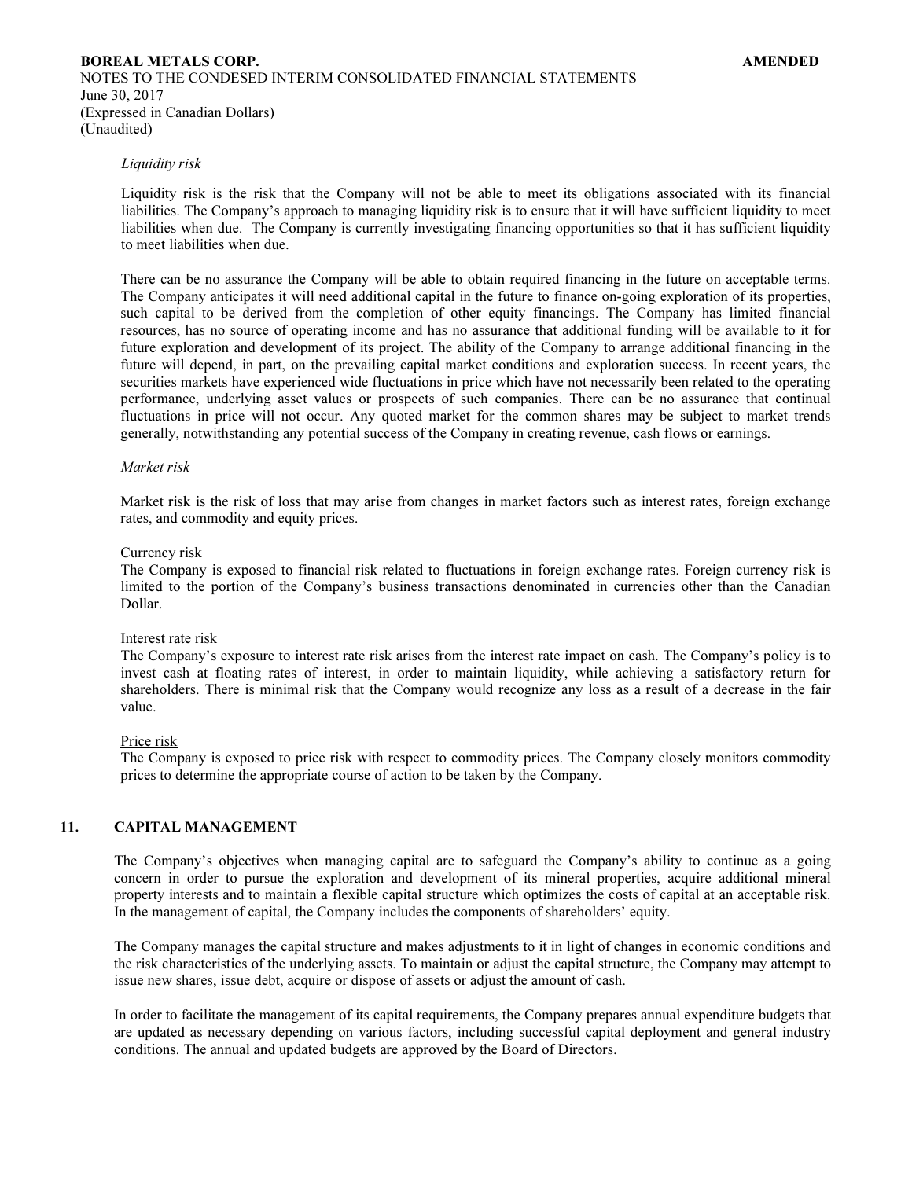*Liquidity risk*

Liquidity risk is the risk that the Company will not be able to meet its obligations associated with its financial liabilities. The Company's approach to managing liquidity risk is to ensure that it will have sufficient liquidity to meet liabilities when due. The Company is currently investigating financing opportunities so that it has sufficient liquidity to meet liabilities when due.

There can be no assurance the Company will be able to obtain required financing in the future on acceptable terms. The Company anticipates it will need additional capital in the future to finance on-going exploration of its properties, such capital to be derived from the completion of other equity financings. The Company has limited financial resources, has no source of operating income and has no assurance that additional funding will be available to it for future exploration and development of its project. The ability of the Company to arrange additional financing in the future will depend, in part, on the prevailing capital market conditions and exploration success. In recent years, the securities markets have experienced wide fluctuations in price which have not necessarily been related to the operating performance, underlying asset values or prospects of such companies. There can be no assurance that continual fluctuations in price will not occur. Any quoted market for the common shares may be subject to market trends generally, notwithstanding any potential success of the Company in creating revenue, cash flows or earnings.

*Market risk*

Market risk is the risk of loss that may arise from changes in market factors such as interest rates, foreign exchange rates, and commodity and equity prices.

Currency risk

The Company is exposed to financial risk related to fluctuations in foreign exchange rates. Foreign currency risk is limited to the portion of the Company's business transactions denominated in currencies other than the Canadian Dollar.

Interest rate risk

The Company's exposure to interest rate risk arises from the interest rate impact on cash. The Company's policy is to invest cash at floating rates of interest, in order to maintain liquidity, while achieving a satisfactory return for shareholders. There is minimal risk that the Company would recognize any loss as a result of a decrease in the fair value.

Price risk

The Company is exposed to price risk with respect to commodity prices. The Company closely monitors commodity prices to determine the appropriate course of action to be taken by the Company.

## 11. CAPITAL MANAGEMENT

The Company's objectives when managing capital are to safeguard the Company's ability to continue as a going concern in order to pursue the exploration and development of its mineral properties, acquire additional mineral property interests and to maintain a flexible capital structure which optimizes the costs of capital at an acceptable risk. In the management of capital, the Company includes the components of shareholders' equity.

The Company manages the capital structure and makes adjustments to it in light of changes in economic conditions and the risk characteristics of the underlying assets. To maintain or adjust the capital structure, the Company may attempt to issue new shares, issue debt, acquire or dispose of assets or adjust the amount of cash.

In order to facilitate the management of its capital requirements, the Company prepares annual expenditure budgets that are updated as necessary depending on various factors, including successful capital deployment and general industry conditions. The annual and updated budgets are approved by the Board of Directors.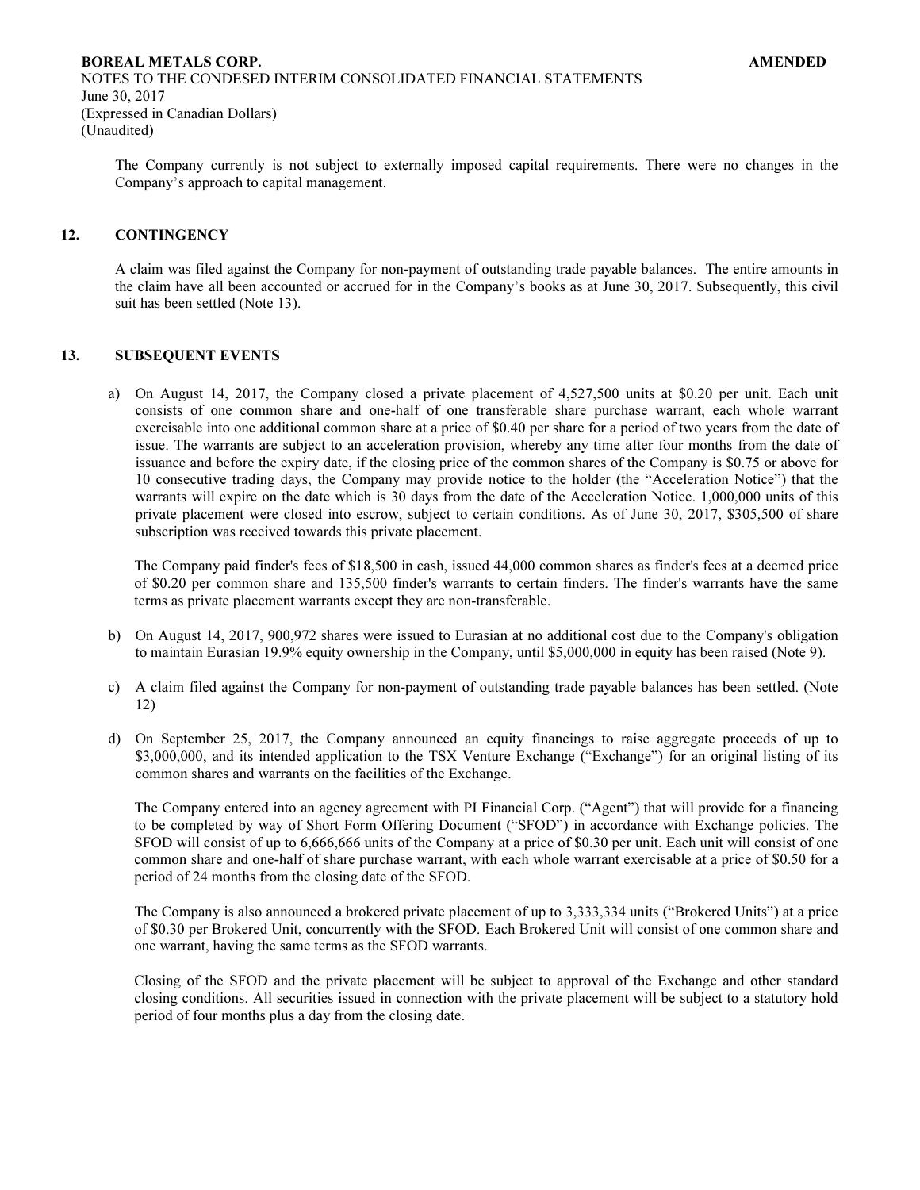The Company currently is not subject to externally imposed capital requirements. There were no changes in the Company's approach to capital management.

## 12. CONTINGENCY

A claim was filed against the Company for non-payment of outstanding trade payable balances. The entire amounts in the claim have all been accounted or accrued for in the Company's books as at June 30, 2017. Subsequently, this civil suit has been settled (Note 13).

## 13. SUBSEQUENT EVENTS

a) On August 14, 2017, the Company closed a private placement of 4,527,500 units at $0.20 per unit. Each unit consists of one common share and one-half of one transferable share purchase warrant, each whole warrant exercisable into one additional common share at a price of $0.40 per share for a period of two years from the date of issue. The warrants are subject to an acceleration provision, whereby any time after four months from the date of issuance and before the expiry date, if the closing price of the common shares of the Company is $0.75 or above for 10 consecutive trading days, the Company may provide notice to the holder (the "Acceleration Notice") that the warrants will expire on the date which is 30 days from the date of the Acceleration Notice. 1,000,000 units of this private placement were closed into escrow, subject to certain conditions. As of June 30, 2017, $305,500 of share subscription was received towards this private placement.

   The Company paid finder's fees of $18,500 in cash, issued 44,000 common shares as finder's fees at a deemed price of $0.20 per common share and 135,500 finder's warrants to certain finders. The finder's warrants have the same terms as private placement warrants except they are non-transferable.

b) On August 14, 2017, 900,972 shares were issued to Eurasian at no additional cost due to the Company's obligation to maintain Eurasian 19.9% equity ownership in the Company, until $5,000,000 in equity has been raised (Note 9).

c) A claim filed against the Company for non-payment of outstanding trade payable balances has been settled. (Note 12)

d) On September 25, 2017, the Company announced an equity financings to raise aggregate proceeds of up to $3,000,000, and its intended application to the TSX Venture Exchange ("Exchange") for an original listing of its common shares and warrants on the facilities of the Exchange.

   The Company entered into an agency agreement with PI Financial Corp. ("Agent") that will provide for a financing to be completed by way of Short Form Offering Document ("SFOD") in accordance with Exchange policies. The SFOD will consist of up to 6,666,666 units of the Company at a price of $0.30 per unit. Each unit will consist of one common share and one-half of share purchase warrant, with each whole warrant exercisable at a price of $0.50 for a period of 24 months from the closing date of the SFOD.

   The Company is also announced a brokered private placement of up to 3,333,334 units ("Brokered Units") at a price of $0.30 per Brokered Unit, concurrently with the SFOD. Each Brokered Unit will consist of one common share and one warrant, having the same terms as the SFOD warrants.

   Closing of the SFOD and the private placement will be subject to approval of the Exchange and other standard closing conditions. All securities issued in connection with the private placement will be subject to a statutory hold period of four months plus a day from the closing date.